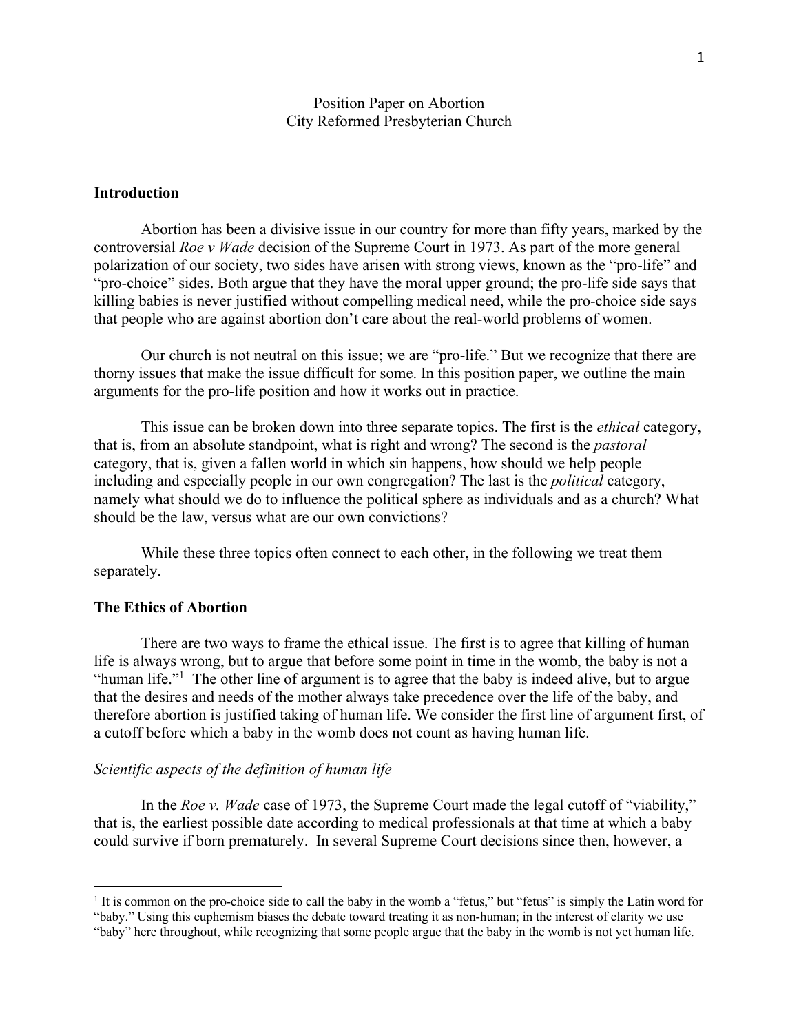Position Paper on Abortion
City Reformed Presbyterian Church

## Introduction

Abortion has been a divisive issue in our country for more than fifty years, marked by the controversial *Roe v Wade* decision of the Supreme Court in 1973. As part of the more general polarization of our society, two sides have arisen with strong views, known as the "pro-life" and "pro-choice" sides. Both argue that they have the moral upper ground; the pro-life side says that killing babies is never justified without compelling medical need, while the pro-choice side says that people who are against abortion don't care about the real-world problems of women.

Our church is not neutral on this issue; we are "pro-life." But we recognize that there are thorny issues that make the issue difficult for some. In this position paper, we outline the main arguments for the pro-life position and how it works out in practice.

This issue can be broken down into three separate topics. The first is the *ethical* category, that is, from an absolute standpoint, what is right and wrong? The second is the *pastoral* category, that is, given a fallen world in which sin happens, how should we help people including and especially people in our own congregation? The last is the *political* category, namely what should we do to influence the political sphere as individuals and as a church? What should be the law, versus what are our own convictions?

While these three topics often connect to each other, in the following we treat them separately.

## The Ethics of Abortion

There are two ways to frame the ethical issue. The first is to agree that killing of human life is always wrong, but to argue that before some point in time in the womb, the baby is not a "human life."[1] The other line of argument is to agree that the baby is indeed alive, but to argue that the desires and needs of the mother always take precedence over the life of the baby, and therefore abortion is justified taking of human life. We consider the first line of argument first, of a cutoff before which a baby in the womb does not count as having human life.

### *Scientific aspects of the definition of human life*

In the *Roe v. Wade* case of 1973, the Supreme Court made the legal cutoff of "viability," that is, the earliest possible date according to medical professionals at that time at which a baby could survive if born prematurely. In several Supreme Court decisions since then, however, a

[1] It is common on the pro-choice side to call the baby in the womb a "fetus," but "fetus" is simply the Latin word for "baby." Using this euphemism biases the debate toward treating it as non-human; in the interest of clarity we use "baby" here throughout, while recognizing that some people argue that the baby in the womb is not yet human life.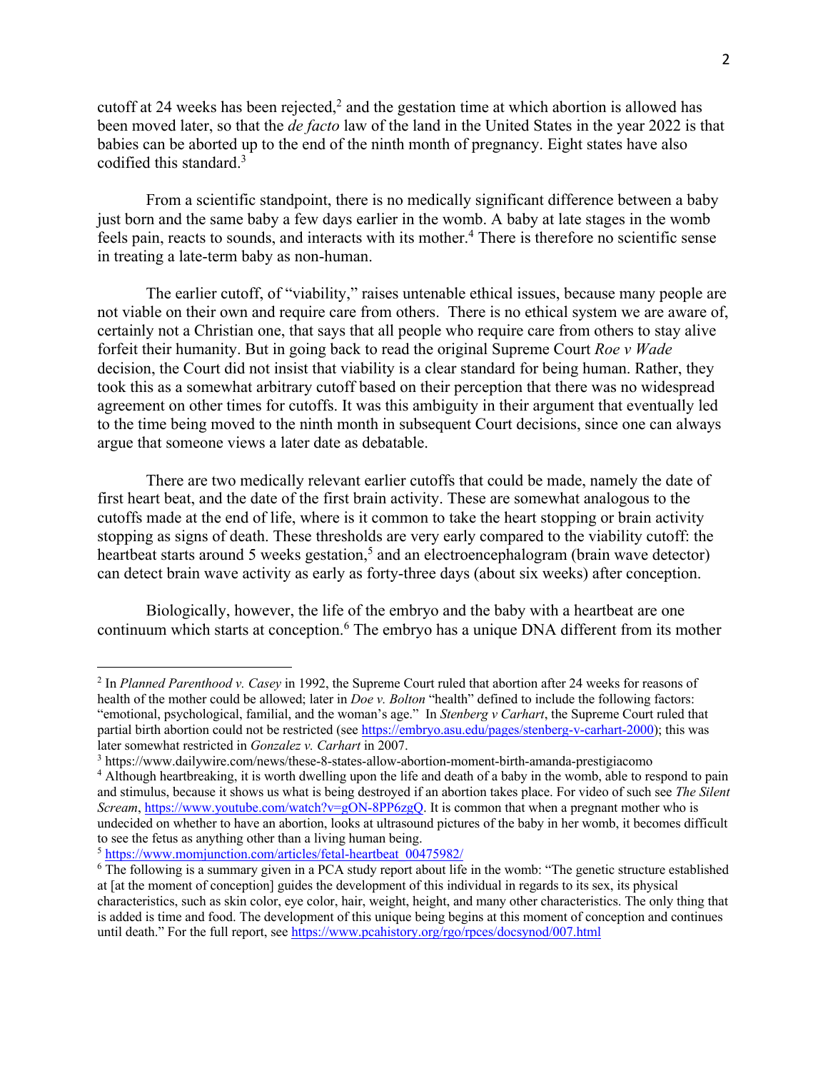cutoff at 24 weeks has been rejected,[2] and the gestation time at which abortion is allowed has been moved later, so that the *de facto* law of the land in the United States in the year 2022 is that babies can be aborted up to the end of the ninth month of pregnancy. Eight states have also codified this standard.[3]

From a scientific standpoint, there is no medically significant difference between a baby just born and the same baby a few days earlier in the womb. A baby at late stages in the womb feels pain, reacts to sounds, and interacts with its mother.[4] There is therefore no scientific sense in treating a late-term baby as non-human.

The earlier cutoff, of "viability," raises untenable ethical issues, because many people are not viable on their own and require care from others. There is no ethical system we are aware of, certainly not a Christian one, that says that all people who require care from others to stay alive forfeit their humanity. But in going back to read the original Supreme Court *Roe v Wade* decision, the Court did not insist that viability is a clear standard for being human. Rather, they took this as a somewhat arbitrary cutoff based on their perception that there was no widespread agreement on other times for cutoffs. It was this ambiguity in their argument that eventually led to the time being moved to the ninth month in subsequent Court decisions, since one can always argue that someone views a later date as debatable.

There are two medically relevant earlier cutoffs that could be made, namely the date of first heart beat, and the date of the first brain activity. These are somewhat analogous to the cutoffs made at the end of life, where is it common to take the heart stopping or brain activity stopping as signs of death. These thresholds are very early compared to the viability cutoff: the heartbeat starts around 5 weeks gestation,[5] and an electroencephalogram (brain wave detector) can detect brain wave activity as early as forty-three days (about six weeks) after conception.

Biologically, however, the life of the embryo and the baby with a heartbeat are one continuum which starts at conception.[6] The embryo has a unique DNA different from its mother

---

[2] In *Planned Parenthood v. Casey* in 1992, the Supreme Court ruled that abortion after 24 weeks for reasons of health of the mother could be allowed; later in *Doe v. Bolton* "health" defined to include the following factors: "emotional, psychological, familial, and the woman's age." In *Stenberg v Carhart*, the Supreme Court ruled that partial birth abortion could not be restricted (see https://embryo.asu.edu/pages/stenberg-v-carhart-2000); this was later somewhat restricted in *Gonzalez v. Carhart* in 2007.

[3] https://www.dailywire.com/news/these-8-states-allow-abortion-moment-birth-amanda-prestigiacomo

[4] Although heartbreaking, it is worth dwelling upon the life and death of a baby in the womb, able to respond to pain and stimulus, because it shows us what is being destroyed if an abortion takes place. For video of such see *The Silent Scream*, https://www.youtube.com/watch?v=gON-8PP6zgQ. It is common that when a pregnant mother who is undecided on whether to have an abortion, looks at ultrasound pictures of the baby in her womb, it becomes difficult to see the fetus as anything other than a living human being.

[5] https://www.momjunction.com/articles/fetal-heartbeat_00475982/

[6] The following is a summary given in a PCA study report about life in the womb: "The genetic structure established at [at the moment of conception] guides the development of this individual in regards to its sex, its physical characteristics, such as skin color, eye color, hair, weight, height, and many other characteristics. The only thing that is added is time and food. The development of this unique being begins at this moment of conception and continues until death." For the full report, see https://www.pcahistory.org/rgo/rpces/docsynod/007.html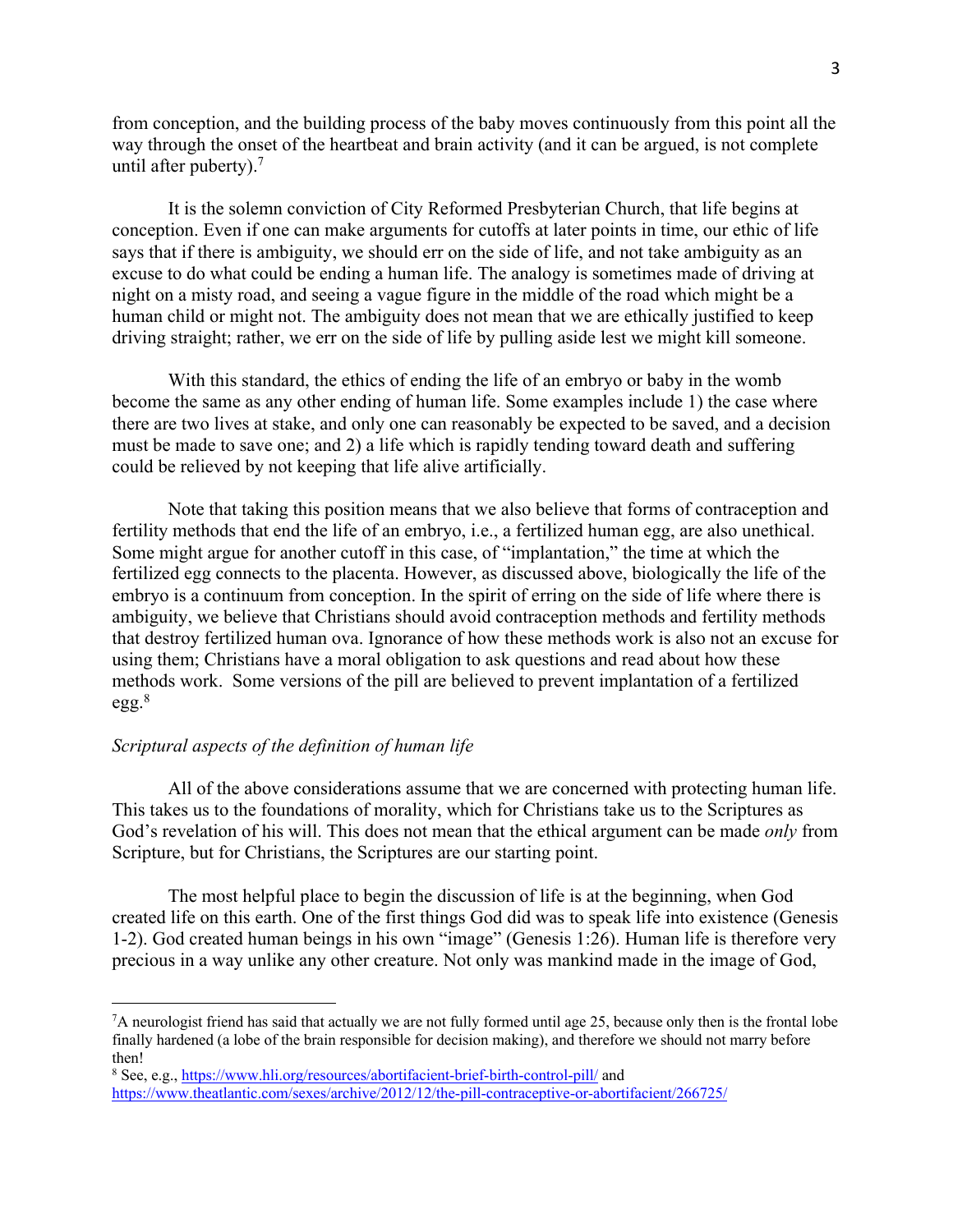from conception, and the building process of the baby moves continuously from this point all the way through the onset of the heartbeat and brain activity (and it can be argued, is not complete until after puberty).[7]

It is the solemn conviction of City Reformed Presbyterian Church, that life begins at conception. Even if one can make arguments for cutoffs at later points in time, our ethic of life says that if there is ambiguity, we should err on the side of life, and not take ambiguity as an excuse to do what could be ending a human life. The analogy is sometimes made of driving at night on a misty road, and seeing a vague figure in the middle of the road which might be a human child or might not. The ambiguity does not mean that we are ethically justified to keep driving straight; rather, we err on the side of life by pulling aside lest we might kill someone.

With this standard, the ethics of ending the life of an embryo or baby in the womb become the same as any other ending of human life. Some examples include 1) the case where there are two lives at stake, and only one can reasonably be expected to be saved, and a decision must be made to save one; and 2) a life which is rapidly tending toward death and suffering could be relieved by not keeping that life alive artificially.

Note that taking this position means that we also believe that forms of contraception and fertility methods that end the life of an embryo, i.e., a fertilized human egg, are also unethical. Some might argue for another cutoff in this case, of "implantation," the time at which the fertilized egg connects to the placenta. However, as discussed above, biologically the life of the embryo is a continuum from conception. In the spirit of erring on the side of life where there is ambiguity, we believe that Christians should avoid contraception methods and fertility methods that destroy fertilized human ova. Ignorance of how these methods work is also not an excuse for using them; Christians have a moral obligation to ask questions and read about how these methods work. Some versions of the pill are believed to prevent implantation of a fertilized egg.[8]

### *Scriptural aspects of the definition of human life*

All of the above considerations assume that we are concerned with protecting human life. This takes us to the foundations of morality, which for Christians take us to the Scriptures as God's revelation of his will. This does not mean that the ethical argument can be made *only* from Scripture, but for Christians, the Scriptures are our starting point.

The most helpful place to begin the discussion of life is at the beginning, when God created life on this earth. One of the first things God did was to speak life into existence (Genesis 1-2). God created human beings in his own "image" (Genesis 1:26). Human life is therefore very precious in a way unlike any other creature. Not only was mankind made in the image of God,

---

[7] A neurologist friend has said that actually we are not fully formed until age 25, because only then is the frontal lobe finally hardened (a lobe of the brain responsible for decision making), and therefore we should not marry before then!

[8] See, e.g., https://www.hli.org/resources/abortifacient-brief-birth-control-pill/ and https://www.theatlantic.com/sexes/archive/2012/12/the-pill-contraceptive-or-abortifacient/266725/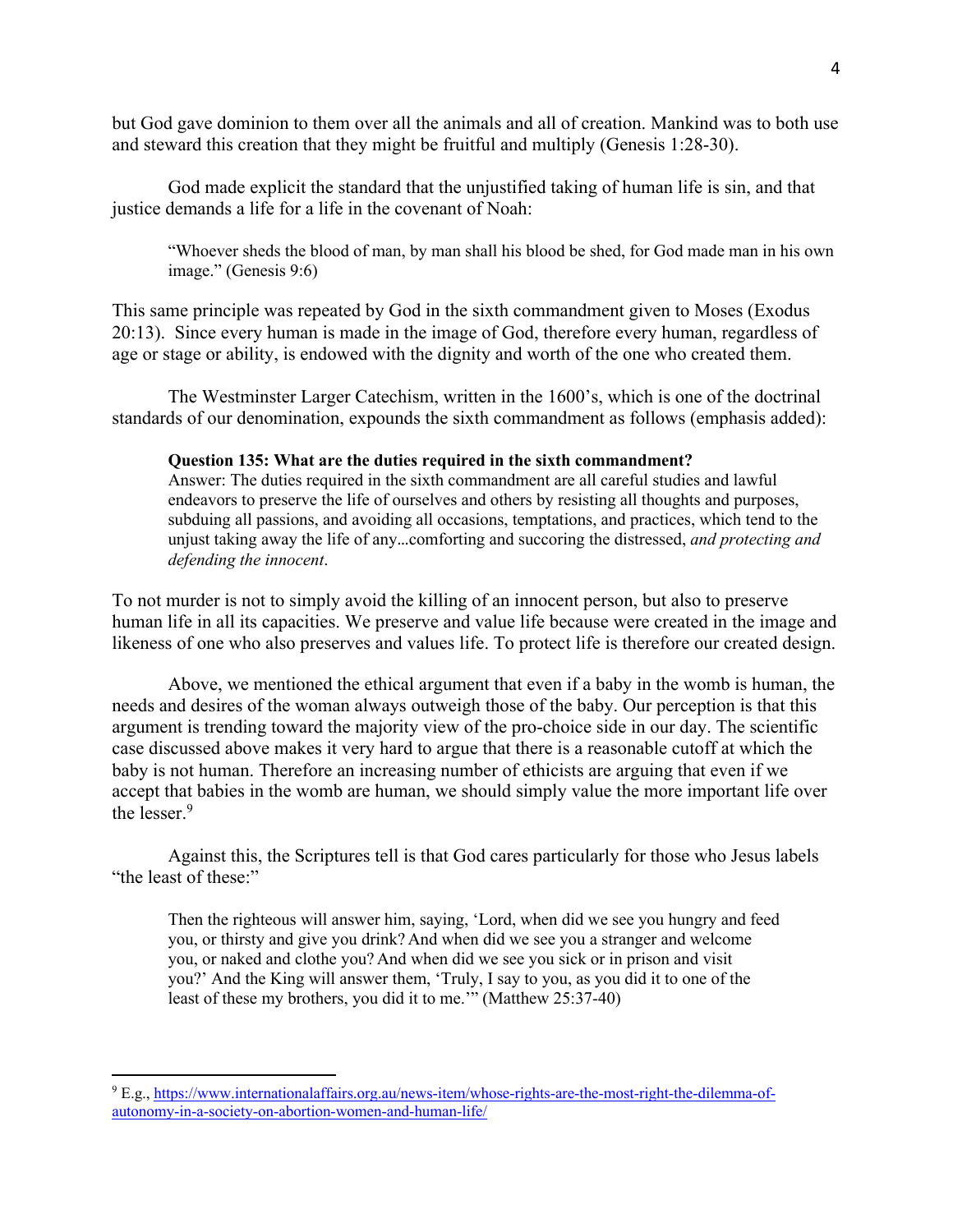but God gave dominion to them over all the animals and all of creation. Mankind was to both use and steward this creation that they might be fruitful and multiply (Genesis 1:28-30).

God made explicit the standard that the unjustified taking of human life is sin, and that justice demands a life for a life in the covenant of Noah:

> "Whoever sheds the blood of man, by man shall his blood be shed, for God made man in his own image." (Genesis 9:6)

This same principle was repeated by God in the sixth commandment given to Moses (Exodus 20:13). Since every human is made in the image of God, therefore every human, regardless of age or stage or ability, is endowed with the dignity and worth of the one who created them.

The Westminster Larger Catechism, written in the 1600's, which is one of the doctrinal standards of our denomination, expounds the sixth commandment as follows (emphasis added):

> **Question 135: What are the duties required in the sixth commandment?**
> Answer: The duties required in the sixth commandment are all careful studies and lawful endeavors to preserve the life of ourselves and others by resisting all thoughts and purposes, subduing all passions, and avoiding all occasions, temptations, and practices, which tend to the unjust taking away the life of any...comforting and succoring the distressed, *and protecting and defending the innocent*.

To not murder is not to simply avoid the killing of an innocent person, but also to preserve human life in all its capacities. We preserve and value life because were created in the image and likeness of one who also preserves and values life. To protect life is therefore our created design.

Above, we mentioned the ethical argument that even if a baby in the womb is human, the needs and desires of the woman always outweigh those of the baby. Our perception is that this argument is trending toward the majority view of the pro-choice side in our day. The scientific case discussed above makes it very hard to argue that there is a reasonable cutoff at which the baby is not human. Therefore an increasing number of ethicists are arguing that even if we accept that babies in the womb are human, we should simply value the more important life over the lesser.[9]

Against this, the Scriptures tell is that God cares particularly for those who Jesus labels "the least of these:"

> Then the righteous will answer him, saying, 'Lord, when did we see you hungry and feed you, or thirsty and give you drink? And when did we see you a stranger and welcome you, or naked and clothe you? And when did we see you sick or in prison and visit you?' And the King will answer them, 'Truly, I say to you, as you did it to one of the least of these my brothers, you did it to me.'" (Matthew 25:37-40)

---

[9] E.g., https://www.internationalaffairs.org.au/news-item/whose-rights-are-the-most-right-the-dilemma-of-autonomy-in-a-society-on-abortion-women-and-human-life/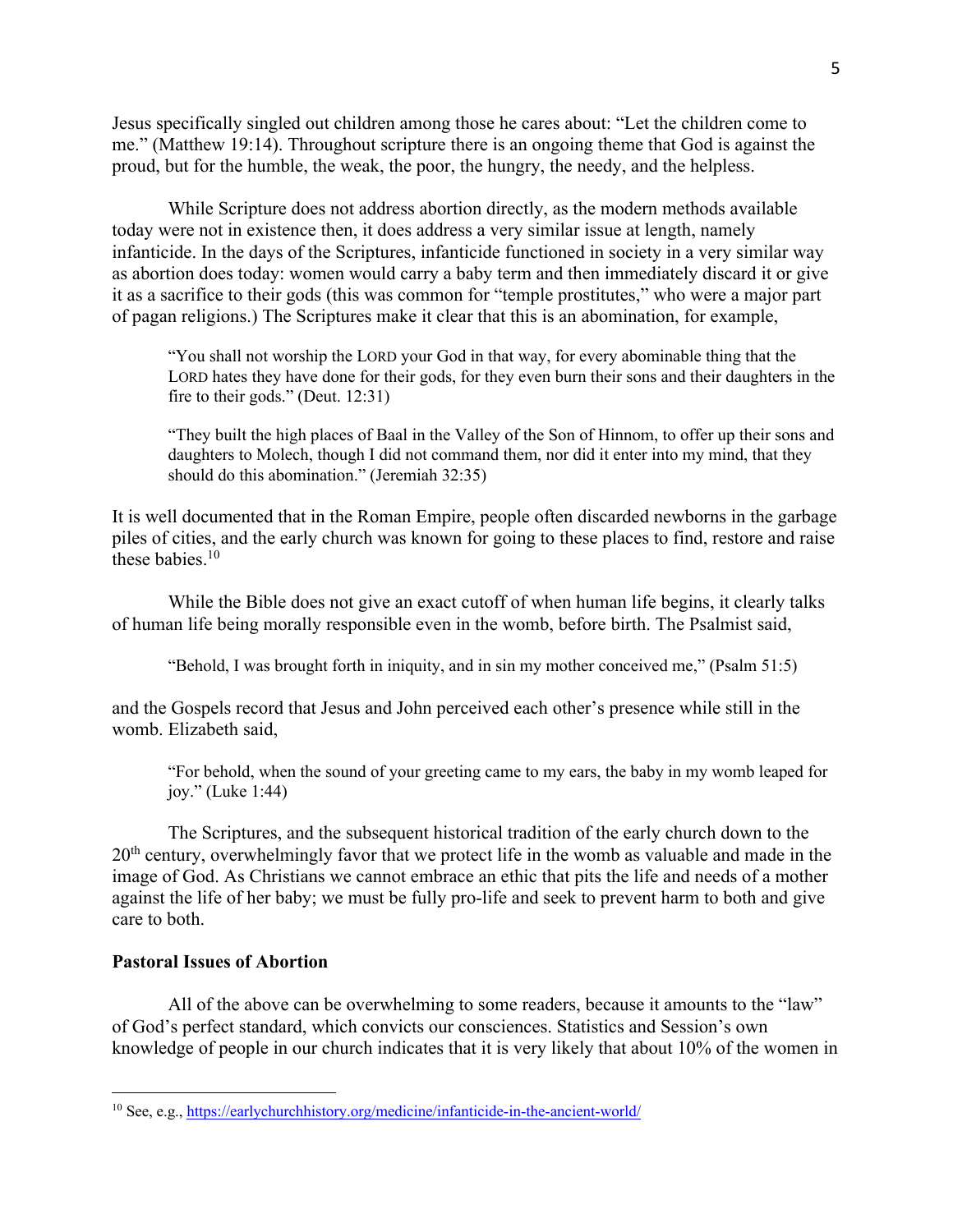Jesus specifically singled out children among those he cares about: "Let the children come to me." (Matthew 19:14). Throughout scripture there is an ongoing theme that God is against the proud, but for the humble, the weak, the poor, the hungry, the needy, and the helpless.

While Scripture does not address abortion directly, as the modern methods available today were not in existence then, it does address a very similar issue at length, namely infanticide. In the days of the Scriptures, infanticide functioned in society in a very similar way as abortion does today: women would carry a baby term and then immediately discard it or give it as a sacrifice to their gods (this was common for "temple prostitutes," who were a major part of pagan religions.) The Scriptures make it clear that this is an abomination, for example,

> "You shall not worship the LORD your God in that way, for every abominable thing that the LORD hates they have done for their gods, for they even burn their sons and their daughters in the fire to their gods." (Deut. 12:31)

> "They built the high places of Baal in the Valley of the Son of Hinnom, to offer up their sons and daughters to Molech, though I did not command them, nor did it enter into my mind, that they should do this abomination." (Jeremiah 32:35)

It is well documented that in the Roman Empire, people often discarded newborns in the garbage piles of cities, and the early church was known for going to these places to find, restore and raise these babies.[10]

While the Bible does not give an exact cutoff of when human life begins, it clearly talks of human life being morally responsible even in the womb, before birth. The Psalmist said,

> "Behold, I was brought forth in iniquity, and in sin my mother conceived me," (Psalm 51:5)

and the Gospels record that Jesus and John perceived each other's presence while still in the womb. Elizabeth said,

> "For behold, when the sound of your greeting came to my ears, the baby in my womb leaped for joy." (Luke 1:44)

The Scriptures, and the subsequent historical tradition of the early church down to the 20th century, overwhelmingly favor that we protect life in the womb as valuable and made in the image of God. As Christians we cannot embrace an ethic that pits the life and needs of a mother against the life of her baby; we must be fully pro-life and seek to prevent harm to both and give care to both.

**Pastoral Issues of Abortion**

All of the above can be overwhelming to some readers, because it amounts to the "law" of God's perfect standard, which convicts our consciences. Statistics and Session's own knowledge of people in our church indicates that it is very likely that about 10% of the women in

---

[10] See, e.g., https://earlychurchhistory.org/medicine/infanticide-in-the-ancient-world/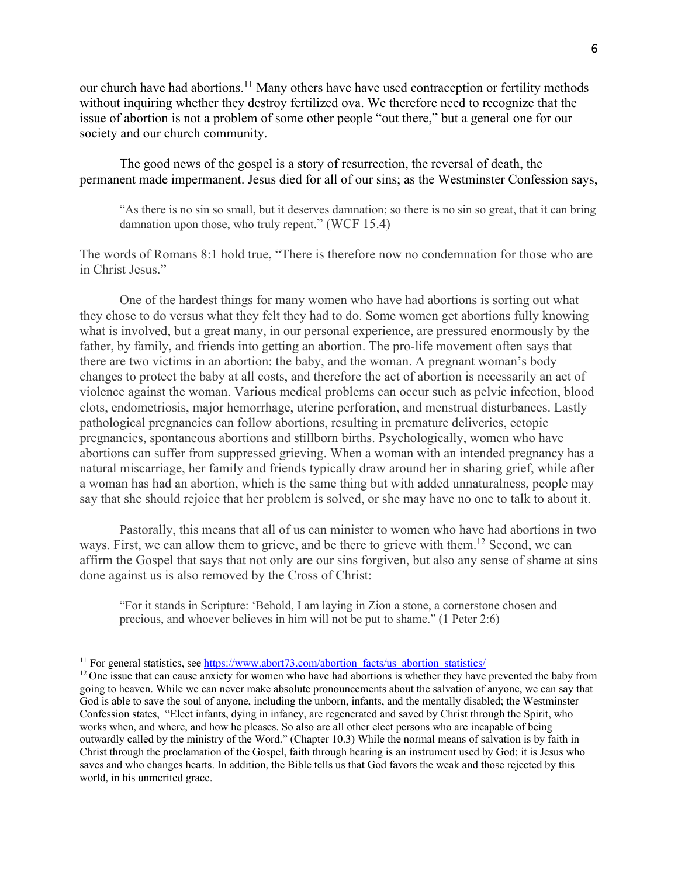our church have had abortions.[11] Many others have have used contraception or fertility methods without inquiring whether they destroy fertilized ova. We therefore need to recognize that the issue of abortion is not a problem of some other people "out there," but a general one for our society and our church community.

The good news of the gospel is a story of resurrection, the reversal of death, the permanent made impermanent. Jesus died for all of our sins; as the Westminster Confession says,

> "As there is no sin so small, but it deserves damnation; so there is no sin so great, that it can bring damnation upon those, who truly repent." (WCF 15.4)

The words of Romans 8:1 hold true, "There is therefore now no condemnation for those who are in Christ Jesus."

One of the hardest things for many women who have had abortions is sorting out what they chose to do versus what they felt they had to do. Some women get abortions fully knowing what is involved, but a great many, in our personal experience, are pressured enormously by the father, by family, and friends into getting an abortion. The pro-life movement often says that there are two victims in an abortion: the baby, and the woman. A pregnant woman's body changes to protect the baby at all costs, and therefore the act of abortion is necessarily an act of violence against the woman. Various medical problems can occur such as pelvic infection, blood clots, endometriosis, major hemorrhage, uterine perforation, and menstrual disturbances. Lastly pathological pregnancies can follow abortions, resulting in premature deliveries, ectopic pregnancies, spontaneous abortions and stillborn births. Psychologically, women who have abortions can suffer from suppressed grieving. When a woman with an intended pregnancy has a natural miscarriage, her family and friends typically draw around her in sharing grief, while after a woman has had an abortion, which is the same thing but with added unnaturalness, people may say that she should rejoice that her problem is solved, or she may have no one to talk to about it.

Pastorally, this means that all of us can minister to women who have had abortions in two ways. First, we can allow them to grieve, and be there to grieve with them.[12] Second, we can affirm the Gospel that says that not only are our sins forgiven, but also any sense of shame at sins done against us is also removed by the Cross of Christ:

> "For it stands in Scripture: 'Behold, I am laying in Zion a stone, a cornerstone chosen and precious, and whoever believes in him will not be put to shame." (1 Peter 2:6)

---

[11] For general statistics, see https://www.abort73.com/abortion_facts/us_abortion_statistics/

[12] One issue that can cause anxiety for women who have had abortions is whether they have prevented the baby from going to heaven. While we can never make absolute pronouncements about the salvation of anyone, we can say that God is able to save the soul of anyone, including the unborn, infants, and the mentally disabled; the Westminster Confession states, "Elect infants, dying in infancy, are regenerated and saved by Christ through the Spirit, who works when, and where, and how he pleases. So also are all other elect persons who are incapable of being outwardly called by the ministry of the Word." (Chapter 10.3) While the normal means of salvation is by faith in Christ through the proclamation of the Gospel, faith through hearing is an instrument used by God; it is Jesus who saves and who changes hearts. In addition, the Bible tells us that God favors the weak and those rejected by this world, in his unmerited grace.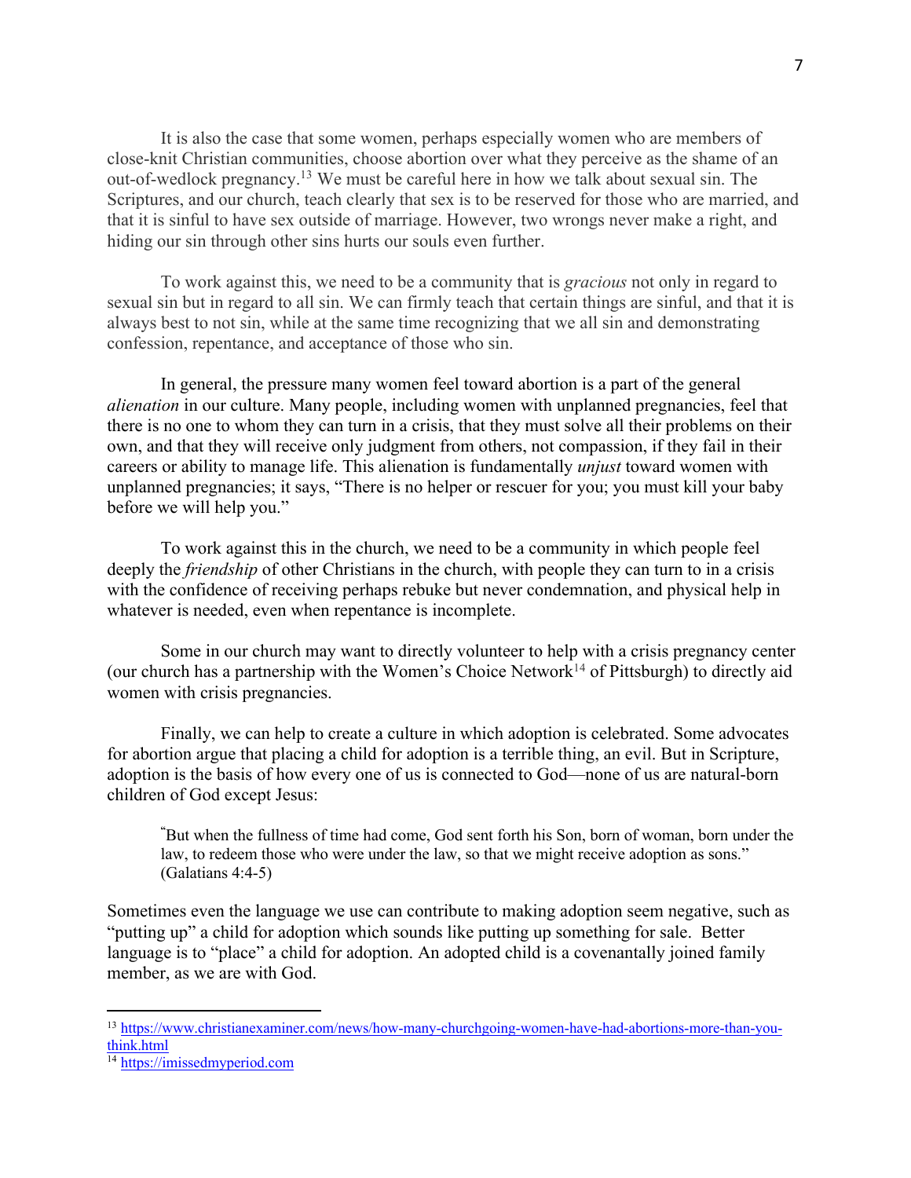It is also the case that some women, perhaps especially women who are members of close-knit Christian communities, choose abortion over what they perceive as the shame of an out-of-wedlock pregnancy.[13] We must be careful here in how we talk about sexual sin. The Scriptures, and our church, teach clearly that sex is to be reserved for those who are married, and that it is sinful to have sex outside of marriage. However, two wrongs never make a right, and hiding our sin through other sins hurts our souls even further.

To work against this, we need to be a community that is *gracious* not only in regard to sexual sin but in regard to all sin. We can firmly teach that certain things are sinful, and that it is always best to not sin, while at the same time recognizing that we all sin and demonstrating confession, repentance, and acceptance of those who sin.

In general, the pressure many women feel toward abortion is a part of the general *alienation* in our culture. Many people, including women with unplanned pregnancies, feel that there is no one to whom they can turn in a crisis, that they must solve all their problems on their own, and that they will receive only judgment from others, not compassion, if they fail in their careers or ability to manage life. This alienation is fundamentally *unjust* toward women with unplanned pregnancies; it says, "There is no helper or rescuer for you; you must kill your baby before we will help you."

To work against this in the church, we need to be a community in which people feel deeply the *friendship* of other Christians in the church, with people they can turn to in a crisis with the confidence of receiving perhaps rebuke but never condemnation, and physical help in whatever is needed, even when repentance is incomplete.

Some in our church may want to directly volunteer to help with a crisis pregnancy center (our church has a partnership with the Women's Choice Network[14] of Pittsburgh) to directly aid women with crisis pregnancies.

Finally, we can help to create a culture in which adoption is celebrated. Some advocates for abortion argue that placing a child for adoption is a terrible thing, an evil. But in Scripture, adoption is the basis of how every one of us is connected to God—none of us are natural-born children of God except Jesus:

> "But when the fullness of time had come, God sent forth his Son, born of woman, born under the law, to redeem those who were under the law, so that we might receive adoption as sons." (Galatians 4:4-5)

Sometimes even the language we use can contribute to making adoption seem negative, such as "putting up" a child for adoption which sounds like putting up something for sale. Better language is to "place" a child for adoption. An adopted child is a covenantally joined family member, as we are with God.

---

[13] https://www.christianexaminer.com/news/how-many-churchgoing-women-have-had-abortions-more-than-you-think.html

[14] https://imissedmyperiod.com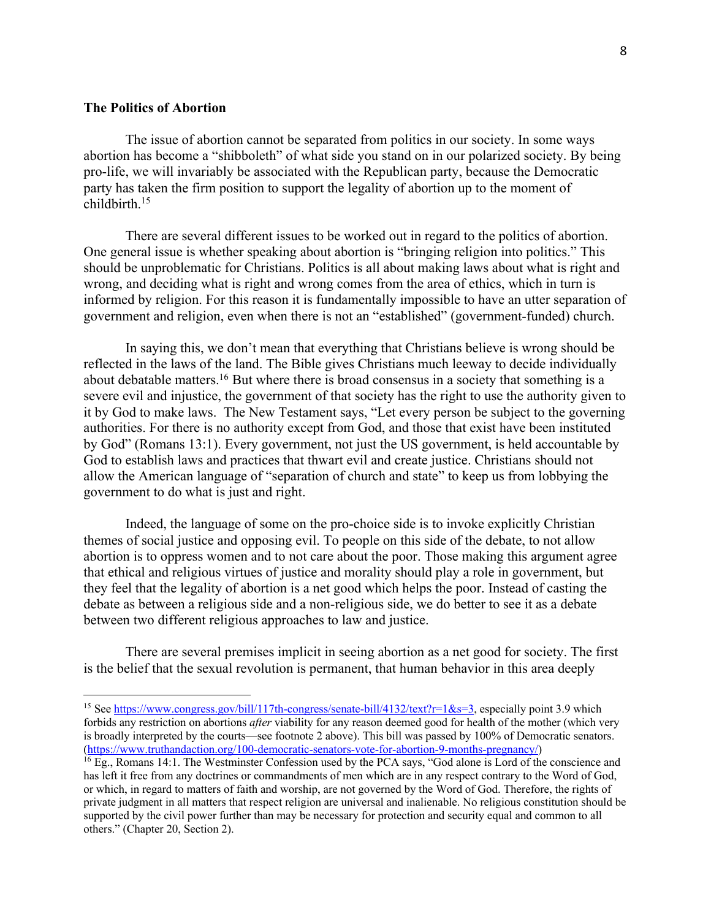**The Politics of Abortion**

The issue of abortion cannot be separated from politics in our society. In some ways abortion has become a "shibboleth" of what side you stand on in our polarized society. By being pro-life, we will invariably be associated with the Republican party, because the Democratic party has taken the firm position to support the legality of abortion up to the moment of childbirth.[15]

There are several different issues to be worked out in regard to the politics of abortion. One general issue is whether speaking about abortion is "bringing religion into politics." This should be unproblematic for Christians. Politics is all about making laws about what is right and wrong, and deciding what is right and wrong comes from the area of ethics, which in turn is informed by religion. For this reason it is fundamentally impossible to have an utter separation of government and religion, even when there is not an "established" (government-funded) church.

In saying this, we don't mean that everything that Christians believe is wrong should be reflected in the laws of the land. The Bible gives Christians much leeway to decide individually about debatable matters.[16] But where there is broad consensus in a society that something is a severe evil and injustice, the government of that society has the right to use the authority given to it by God to make laws. The New Testament says, "Let every person be subject to the governing authorities. For there is no authority except from God, and those that exist have been instituted by God" (Romans 13:1). Every government, not just the US government, is held accountable by God to establish laws and practices that thwart evil and create justice. Christians should not allow the American language of "separation of church and state" to keep us from lobbying the government to do what is just and right.

Indeed, the language of some on the pro-choice side is to invoke explicitly Christian themes of social justice and opposing evil. To people on this side of the debate, to not allow abortion is to oppress women and to not care about the poor. Those making this argument agree that ethical and religious virtues of justice and morality should play a role in government, but they feel that the legality of abortion is a net good which helps the poor. Instead of casting the debate as between a religious side and a non-religious side, we do better to see it as a debate between two different religious approaches to law and justice.

There are several premises implicit in seeing abortion as a net good for society. The first is the belief that the sexual revolution is permanent, that human behavior in this area deeply

---

[15] See https://www.congress.gov/bill/117th-congress/senate-bill/4132/text?r=1&s=3, especially point 3.9 which forbids any restriction on abortions *after* viability for any reason deemed good for health of the mother (which very is broadly interpreted by the courts—see footnote 2 above). This bill was passed by 100% of Democratic senators. (https://www.truthandaction.org/100-democratic-senators-vote-for-abortion-9-months-pregnancy/)

[16] Eg., Romans 14:1. The Westminster Confession used by the PCA says, "God alone is Lord of the conscience and has left it free from any doctrines or commandments of men which are in any respect contrary to the Word of God, or which, in regard to matters of faith and worship, are not governed by the Word of God. Therefore, the rights of private judgment in all matters that respect religion are universal and inalienable. No religious constitution should be supported by the civil power further than may be necessary for protection and security equal and common to all others." (Chapter 20, Section 2).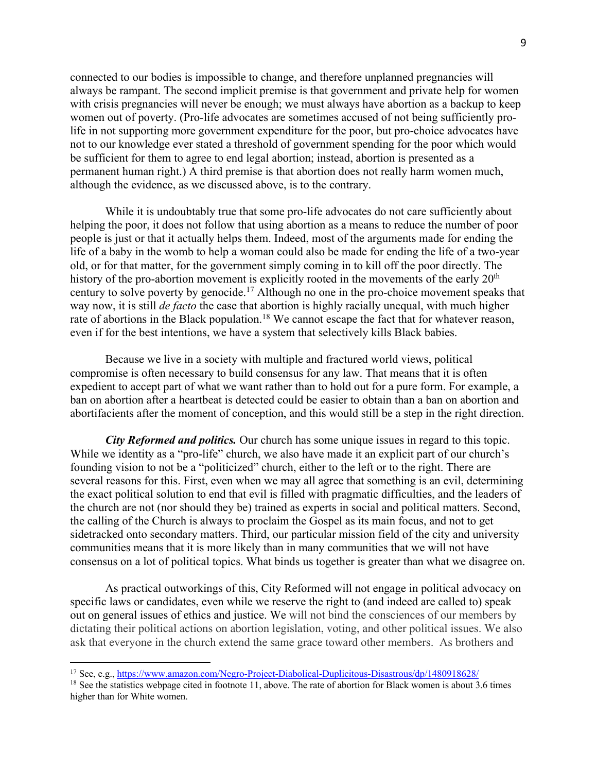connected to our bodies is impossible to change, and therefore unplanned pregnancies will always be rampant. The second implicit premise is that government and private help for women with crisis pregnancies will never be enough; we must always have abortion as a backup to keep women out of poverty. (Pro-life advocates are sometimes accused of not being sufficiently pro-life in not supporting more government expenditure for the poor, but pro-choice advocates have not to our knowledge ever stated a threshold of government spending for the poor which would be sufficient for them to agree to end legal abortion; instead, abortion is presented as a permanent human right.) A third premise is that abortion does not really harm women much, although the evidence, as we discussed above, is to the contrary.

While it is undoubtably true that some pro-life advocates do not care sufficiently about helping the poor, it does not follow that using abortion as a means to reduce the number of poor people is just or that it actually helps them. Indeed, most of the arguments made for ending the life of a baby in the womb to help a woman could also be made for ending the life of a two-year old, or for that matter, for the government simply coming in to kill off the poor directly. The history of the pro-abortion movement is explicitly rooted in the movements of the early 20th century to solve poverty by genocide.[17] Although no one in the pro-choice movement speaks that way now, it is still *de facto* the case that abortion is highly racially unequal, with much higher rate of abortions in the Black population.[18] We cannot escape the fact that for whatever reason, even if for the best intentions, we have a system that selectively kills Black babies.

Because we live in a society with multiple and fractured world views, political compromise is often necessary to build consensus for any law. That means that it is often expedient to accept part of what we want rather than to hold out for a pure form. For example, a ban on abortion after a heartbeat is detected could be easier to obtain than a ban on abortion and abortifacients after the moment of conception, and this would still be a step in the right direction.

***City Reformed and politics.*** Our church has some unique issues in regard to this topic. While we identity as a "pro-life" church, we also have made it an explicit part of our church's founding vision to not be a "politicized" church, either to the left or to the right. There are several reasons for this. First, even when we may all agree that something is an evil, determining the exact political solution to end that evil is filled with pragmatic difficulties, and the leaders of the church are not (nor should they be) trained as experts in social and political matters. Second, the calling of the Church is always to proclaim the Gospel as its main focus, and not to get sidetracked onto secondary matters. Third, our particular mission field of the city and university communities means that it is more likely than in many communities that we will not have consensus on a lot of political topics. What binds us together is greater than what we disagree on.

As practical outworkings of this, City Reformed will not engage in political advocacy on specific laws or candidates, even while we reserve the right to (and indeed are called to) speak out on general issues of ethics and justice. We will not bind the consciences of our members by dictating their political actions on abortion legislation, voting, and other political issues. We also ask that everyone in the church extend the same grace toward other members. As brothers and

---

[17] See, e.g., https://www.amazon.com/Negro-Project-Diabolical-Duplicitous-Disastrous/dp/1480918628/

[18] See the statistics webpage cited in footnote 11, above. The rate of abortion for Black women is about 3.6 times higher than for White women.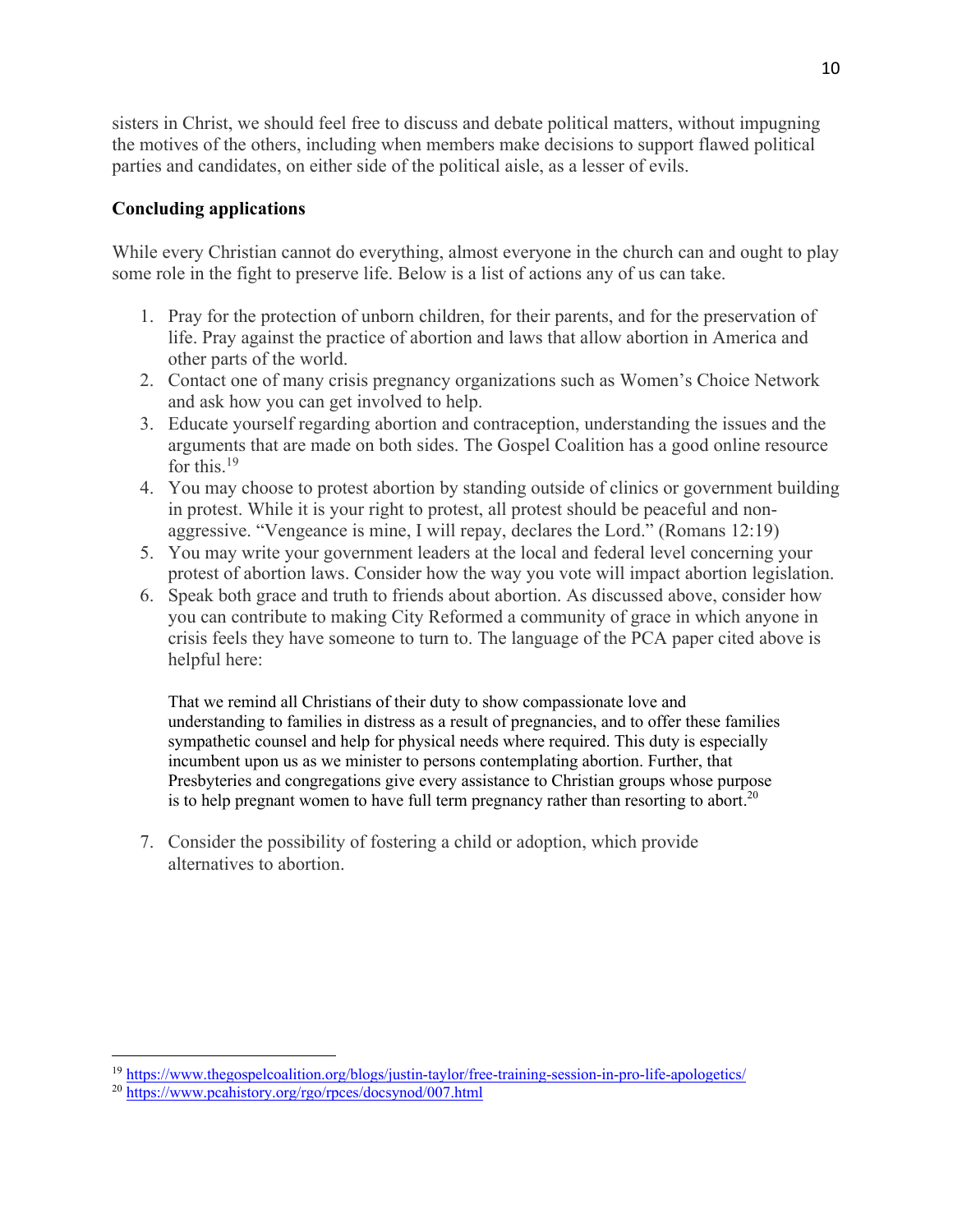sisters in Christ, we should feel free to discuss and debate political matters, without impugning the motives of the others, including when members make decisions to support flawed political parties and candidates, on either side of the political aisle, as a lesser of evils.

**Concluding applications**

While every Christian cannot do everything, almost everyone in the church can and ought to play some role in the fight to preserve life. Below is a list of actions any of us can take.

1. Pray for the protection of unborn children, for their parents, and for the preservation of life. Pray against the practice of abortion and laws that allow abortion in America and other parts of the world.
2. Contact one of many crisis pregnancy organizations such as Women's Choice Network and ask how you can get involved to help.
3. Educate yourself regarding abortion and contraception, understanding the issues and the arguments that are made on both sides. The Gospel Coalition has a good online resource for this.[19]
4. You may choose to protest abortion by standing outside of clinics or government building in protest. While it is your right to protest, all protest should be peaceful and non-aggressive. "Vengeance is mine, I will repay, declares the Lord." (Romans 12:19)
5. You may write your government leaders at the local and federal level concerning your protest of abortion laws. Consider how the way you vote will impact abortion legislation.
6. Speak both grace and truth to friends about abortion. As discussed above, consider how you can contribute to making City Reformed a community of grace in which anyone in crisis feels they have someone to turn to. The language of the PCA paper cited above is helpful here:

   That we remind all Christians of their duty to show compassionate love and understanding to families in distress as a result of pregnancies, and to offer these families sympathetic counsel and help for physical needs where required. This duty is especially incumbent upon us as we minister to persons contemplating abortion. Further, that Presbyteries and congregations give every assistance to Christian groups whose purpose is to help pregnant women to have full term pregnancy rather than resorting to abort.[20]

7. Consider the possibility of fostering a child or adoption, which provide alternatives to abortion.

---

[19] https://www.thegospelcoalition.org/blogs/justin-taylor/free-training-session-in-pro-life-apologetics/

[20] https://www.pcahistory.org/rgo/rpces/docsynod/007.html